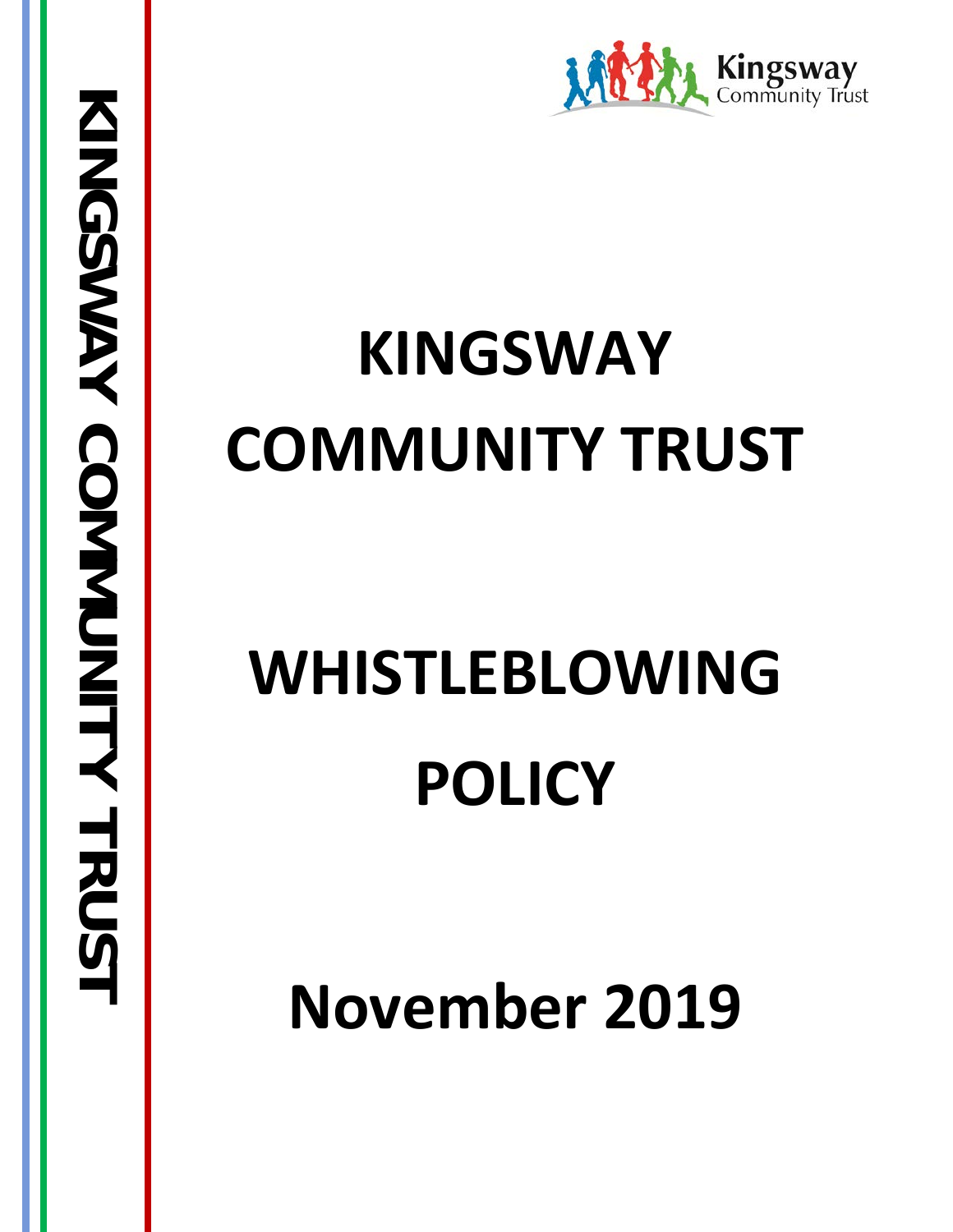# KINGSWAY COMMUNITY TRUST

# WHISTLEBLOWING POLICY

# November 2019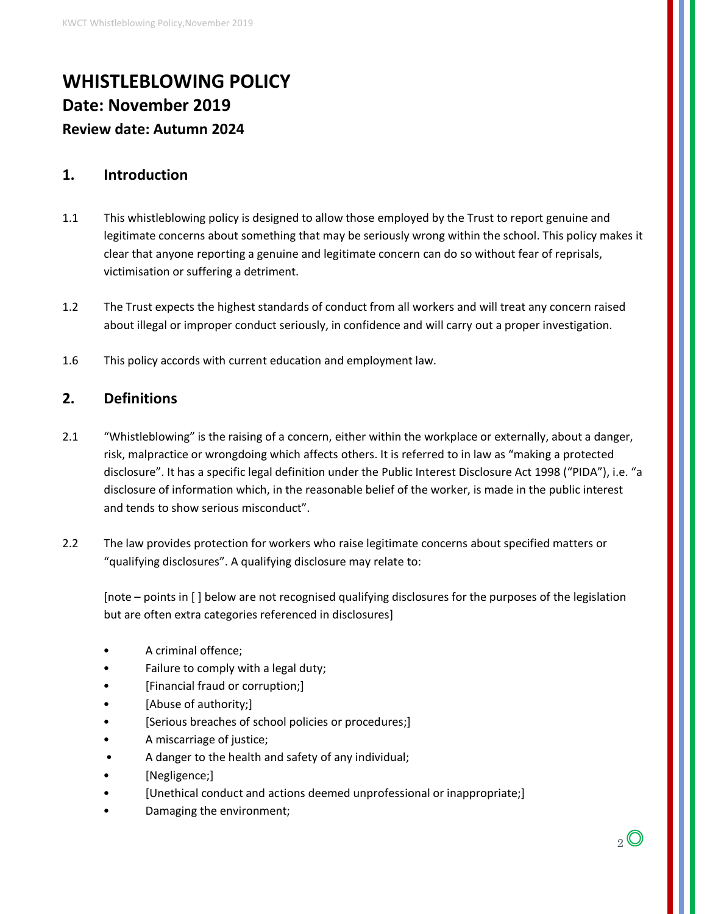# WHISTLEBLOWING POLICY

## Date: November 2019

### Review date: Autumn 2024

## 1. Introduction

1.1 This whistleblowing policy is designed to allow those employed by the Trust to report genuine and legitimate concerns about something that may be seriously wrong within the school. This policy makes it clear that anyone reporting a genuine and legitimate concern can do so without fear of reprisals, victimisation or suffering a detriment.

1.2 The Trust expects the highest standards of conduct from all workers and will treat any concern raised about illegal or improper conduct seriously, in confidence and will carry out a proper investigation.

1.6 This policy accords with current education and employment law.

## 2. Definitions

2.1 "Whistleblowing" is the raising of a concern, either within the workplace or externally, about a danger, risk, malpractice or wrongdoing which affects others. It is referred to in law as "making a protected disclosure". It has a specific legal definition under the Public Interest Disclosure Act 1998 ("PIDA"), i.e. "a disclosure of information which, in the reasonable belief of the worker, is made in the public interest and tends to show serious misconduct".

2.2 The law provides protection for workers who raise legitimate concerns about specified matters or "qualifying disclosures". A qualifying disclosure may relate to:

[note – points in [ ] below are not recognised qualifying disclosures for the purposes of the legislation but are often extra categories referenced in disclosures]

- A criminal offence;
- Failure to comply with a legal duty;
- [Financial fraud or corruption;]
- [Abuse of authority;]
- [Serious breaches of school policies or procedures;]
- A miscarriage of justice;
- A danger to the health and safety of any individual;
- [Negligence;]
- [Unethical conduct and actions deemed unprofessional or inappropriate;]
- Damaging the environment;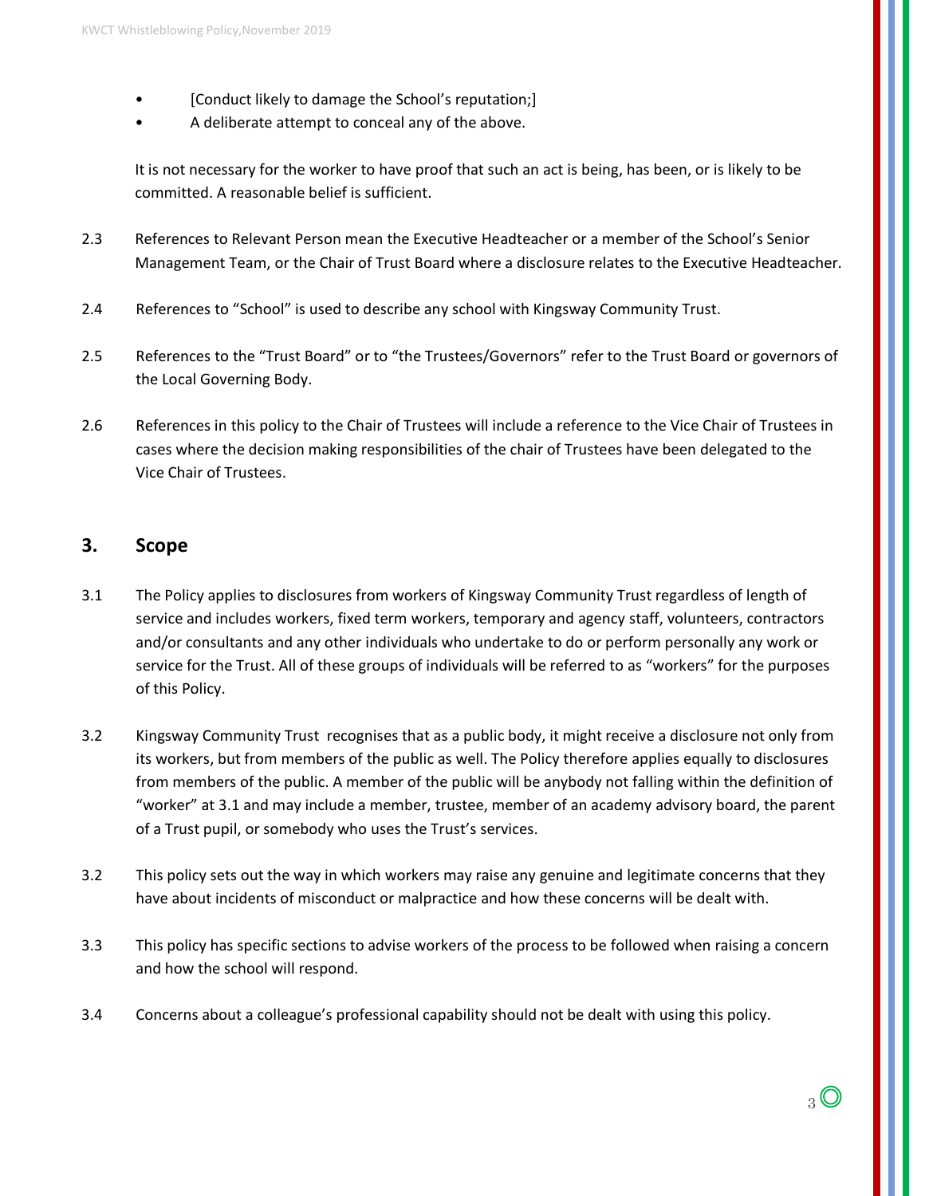- [Conduct likely to damage the School's reputation;]
- A deliberate attempt to conceal any of the above.

It is not necessary for the worker to have proof that such an act is being, has been, or is likely to be committed. A reasonable belief is sufficient.

2.3 References to Relevant Person mean the Executive Headteacher or a member of the School's Senior Management Team, or the Chair of Trust Board where a disclosure relates to the Executive Headteacher.

2.4 References to "School" is used to describe any school with Kingsway Community Trust.

2.5 References to the "Trust Board" or to "the Trustees/Governors" refer to the Trust Board or governors of the Local Governing Body.

2.6 References in this policy to the Chair of Trustees will include a reference to the Vice Chair of Trustees in cases where the decision making responsibilities of the chair of Trustees have been delegated to the Vice Chair of Trustees.

## 3. Scope

3.1 The Policy applies to disclosures from workers of Kingsway Community Trust regardless of length of service and includes workers, fixed term workers, temporary and agency staff, volunteers, contractors and/or consultants and any other individuals who undertake to do or perform personally any work or service for the Trust. All of these groups of individuals will be referred to as "workers" for the purposes of this Policy.

3.2 Kingsway Community Trust recognises that as a public body, it might receive a disclosure not only from its workers, but from members of the public as well. The Policy therefore applies equally to disclosures from members of the public. A member of the public will be anybody not falling within the definition of "worker" at 3.1 and may include a member, trustee, member of an academy advisory board, the parent of a Trust pupil, or somebody who uses the Trust's services.

3.2 This policy sets out the way in which workers may raise any genuine and legitimate concerns that they have about incidents of misconduct or malpractice and how these concerns will be dealt with.

3.3 This policy has specific sections to advise workers of the process to be followed when raising a concern and how the school will respond.

3.4 Concerns about a colleague's professional capability should not be dealt with using this policy.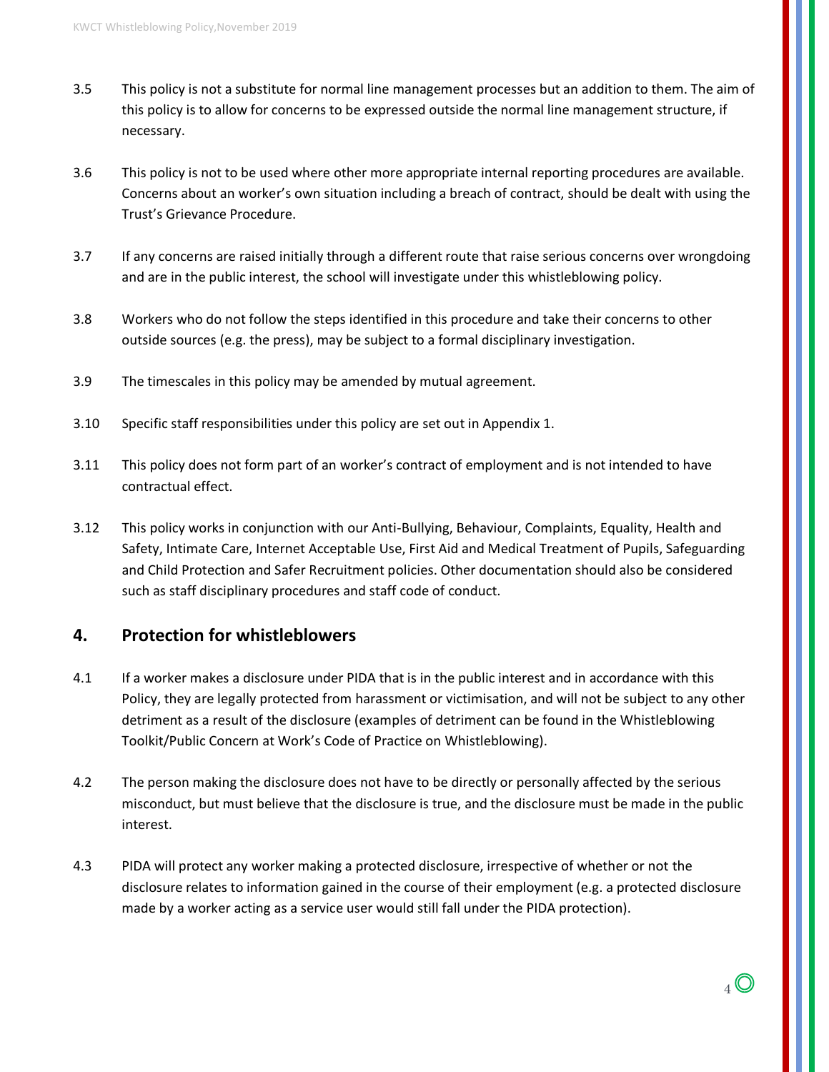3.5 This policy is not a substitute for normal line management processes but an addition to them. The aim of this policy is to allow for concerns to be expressed outside the normal line management structure, if necessary.

3.6 This policy is not to be used where other more appropriate internal reporting procedures are available. Concerns about an worker's own situation including a breach of contract, should be dealt with using the Trust's Grievance Procedure.

3.7 If any concerns are raised initially through a different route that raise serious concerns over wrongdoing and are in the public interest, the school will investigate under this whistleblowing policy.

3.8 Workers who do not follow the steps identified in this procedure and take their concerns to other outside sources (e.g. the press), may be subject to a formal disciplinary investigation.

3.9 The timescales in this policy may be amended by mutual agreement.

3.10 Specific staff responsibilities under this policy are set out in Appendix 1.

3.11 This policy does not form part of an worker's contract of employment and is not intended to have contractual effect.

3.12 This policy works in conjunction with our Anti-Bullying, Behaviour, Complaints, Equality, Health and Safety, Intimate Care, Internet Acceptable Use, First Aid and Medical Treatment of Pupils, Safeguarding and Child Protection and Safer Recruitment policies. Other documentation should also be considered such as staff disciplinary procedures and staff code of conduct.

## 4. Protection for whistleblowers

4.1 If a worker makes a disclosure under PIDA that is in the public interest and in accordance with this Policy, they are legally protected from harassment or victimisation, and will not be subject to any other detriment as a result of the disclosure (examples of detriment can be found in the Whistleblowing Toolkit/Public Concern at Work's Code of Practice on Whistleblowing).

4.2 The person making the disclosure does not have to be directly or personally affected by the serious misconduct, but must believe that the disclosure is true, and the disclosure must be made in the public interest.

4.3 PIDA will protect any worker making a protected disclosure, irrespective of whether or not the disclosure relates to information gained in the course of their employment (e.g. a protected disclosure made by a worker acting as a service user would still fall under the PIDA protection).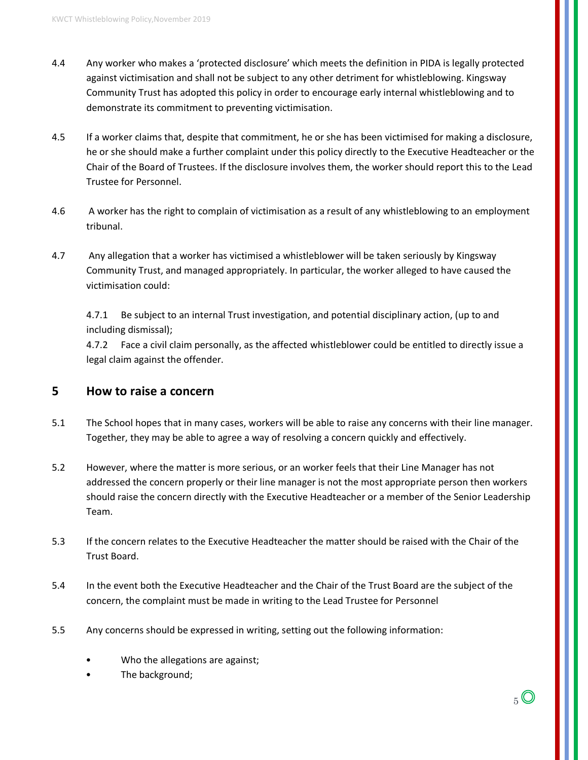4.4 Any worker who makes a 'protected disclosure' which meets the definition in PIDA is legally protected against victimisation and shall not be subject to any other detriment for whistleblowing. Kingsway Community Trust has adopted this policy in order to encourage early internal whistleblowing and to demonstrate its commitment to preventing victimisation.

4.5 If a worker claims that, despite that commitment, he or she has been victimised for making a disclosure, he or she should make a further complaint under this policy directly to the Executive Headteacher or the Chair of the Board of Trustees. If the disclosure involves them, the worker should report this to the Lead Trustee for Personnel.

4.6 A worker has the right to complain of victimisation as a result of any whistleblowing to an employment tribunal.

4.7 Any allegation that a worker has victimised a whistleblower will be taken seriously by Kingsway Community Trust, and managed appropriately. In particular, the worker alleged to have caused the victimisation could:

4.7.1 Be subject to an internal Trust investigation, and potential disciplinary action, (up to and including dismissal);

4.7.2 Face a civil claim personally, as the affected whistleblower could be entitled to directly issue a legal claim against the offender.

## 5 How to raise a concern

5.1 The School hopes that in many cases, workers will be able to raise any concerns with their line manager. Together, they may be able to agree a way of resolving a concern quickly and effectively.

5.2 However, where the matter is more serious, or an worker feels that their Line Manager has not addressed the concern properly or their line manager is not the most appropriate person then workers should raise the concern directly with the Executive Headteacher or a member of the Senior Leadership Team.

5.3 If the concern relates to the Executive Headteacher the matter should be raised with the Chair of the Trust Board.

5.4 In the event both the Executive Headteacher and the Chair of the Trust Board are the subject of the concern, the complaint must be made in writing to the Lead Trustee for Personnel

5.5 Any concerns should be expressed in writing, setting out the following information:

- Who the allegations are against;
- The background;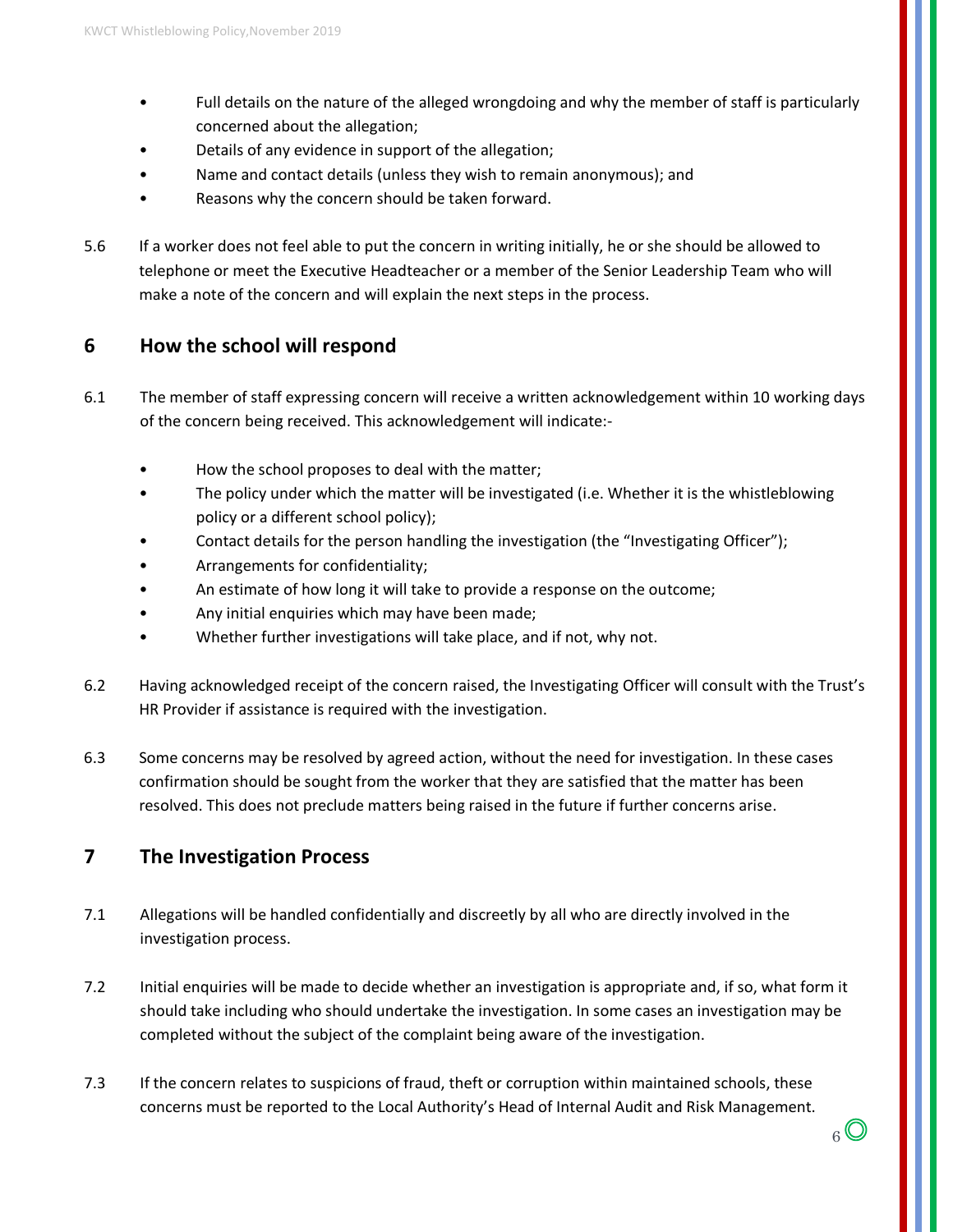- Full details on the nature of the alleged wrongdoing and why the member of staff is particularly concerned about the allegation;
- Details of any evidence in support of the allegation;
- Name and contact details (unless they wish to remain anonymous); and
- Reasons why the concern should be taken forward.

5.6 If a worker does not feel able to put the concern in writing initially, he or she should be allowed to telephone or meet the Executive Headteacher or a member of the Senior Leadership Team who will make a note of the concern and will explain the next steps in the process.

## 6 How the school will respond

6.1 The member of staff expressing concern will receive a written acknowledgement within 10 working days of the concern being received. This acknowledgement will indicate:-

- How the school proposes to deal with the matter;
- The policy under which the matter will be investigated (i.e. Whether it is the whistleblowing policy or a different school policy);
- Contact details for the person handling the investigation (the "Investigating Officer");
- Arrangements for confidentiality;
- An estimate of how long it will take to provide a response on the outcome;
- Any initial enquiries which may have been made;
- Whether further investigations will take place, and if not, why not.

6.2 Having acknowledged receipt of the concern raised, the Investigating Officer will consult with the Trust's HR Provider if assistance is required with the investigation.

6.3 Some concerns may be resolved by agreed action, without the need for investigation. In these cases confirmation should be sought from the worker that they are satisfied that the matter has been resolved. This does not preclude matters being raised in the future if further concerns arise.

## 7 The Investigation Process

7.1 Allegations will be handled confidentially and discreetly by all who are directly involved in the investigation process.

7.2 Initial enquiries will be made to decide whether an investigation is appropriate and, if so, what form it should take including who should undertake the investigation. In some cases an investigation may be completed without the subject of the complaint being aware of the investigation.

7.3 If the concern relates to suspicions of fraud, theft or corruption within maintained schools, these concerns must be reported to the Local Authority's Head of Internal Audit and Risk Management.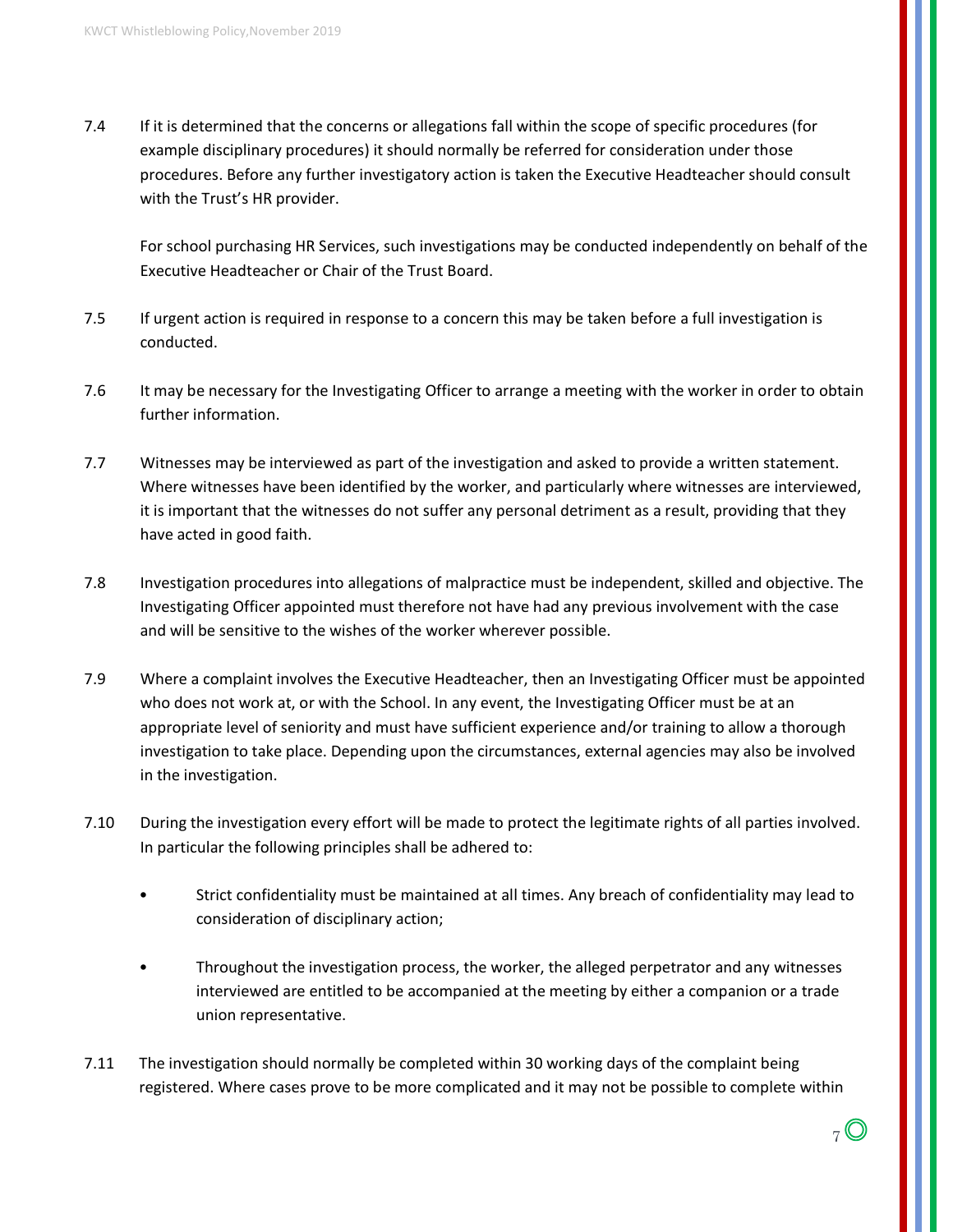7.4 If it is determined that the concerns or allegations fall within the scope of specific procedures (for example disciplinary procedures) it should normally be referred for consideration under those procedures. Before any further investigatory action is taken the Executive Headteacher should consult with the Trust's HR provider.

For school purchasing HR Services, such investigations may be conducted independently on behalf of the Executive Headteacher or Chair of the Trust Board.

7.5 If urgent action is required in response to a concern this may be taken before a full investigation is conducted.

7.6 It may be necessary for the Investigating Officer to arrange a meeting with the worker in order to obtain further information.

7.7 Witnesses may be interviewed as part of the investigation and asked to provide a written statement. Where witnesses have been identified by the worker, and particularly where witnesses are interviewed, it is important that the witnesses do not suffer any personal detriment as a result, providing that they have acted in good faith.

7.8 Investigation procedures into allegations of malpractice must be independent, skilled and objective. The Investigating Officer appointed must therefore not have had any previous involvement with the case and will be sensitive to the wishes of the worker wherever possible.

7.9 Where a complaint involves the Executive Headteacher, then an Investigating Officer must be appointed who does not work at, or with the School. In any event, the Investigating Officer must be at an appropriate level of seniority and must have sufficient experience and/or training to allow a thorough investigation to take place. Depending upon the circumstances, external agencies may also be involved in the investigation.

7.10 During the investigation every effort will be made to protect the legitimate rights of all parties involved. In particular the following principles shall be adhered to:

- Strict confidentiality must be maintained at all times. Any breach of confidentiality may lead to consideration of disciplinary action;
- Throughout the investigation process, the worker, the alleged perpetrator and any witnesses interviewed are entitled to be accompanied at the meeting by either a companion or a trade union representative.

7.11 The investigation should normally be completed within 30 working days of the complaint being registered. Where cases prove to be more complicated and it may not be possible to complete within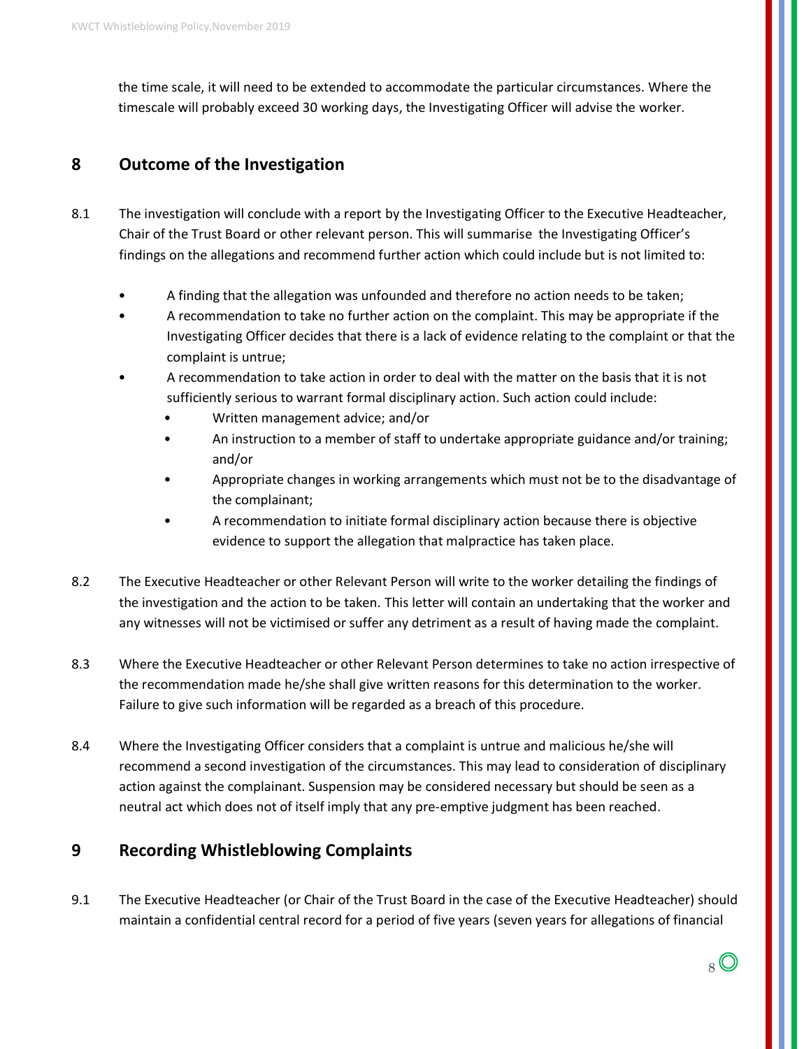the time scale, it will need to be extended to accommodate the particular circumstances. Where the timescale will probably exceed 30 working days, the Investigating Officer will advise the worker.

## 8 Outcome of the Investigation

8.1 The investigation will conclude with a report by the Investigating Officer to the Executive Headteacher, Chair of the Trust Board or other relevant person. This will summarise the Investigating Officer's findings on the allegations and recommend further action which could include but is not limited to:

- A finding that the allegation was unfounded and therefore no action needs to be taken;
- A recommendation to take no further action on the complaint. This may be appropriate if the Investigating Officer decides that there is a lack of evidence relating to the complaint or that the complaint is untrue;
- A recommendation to take action in order to deal with the matter on the basis that it is not sufficiently serious to warrant formal disciplinary action. Such action could include:
  - Written management advice; and/or
  - An instruction to a member of staff to undertake appropriate guidance and/or training; and/or
  - Appropriate changes in working arrangements which must not be to the disadvantage of the complainant;
  - A recommendation to initiate formal disciplinary action because there is objective evidence to support the allegation that malpractice has taken place.

8.2 The Executive Headteacher or other Relevant Person will write to the worker detailing the findings of the investigation and the action to be taken. This letter will contain an undertaking that the worker and any witnesses will not be victimised or suffer any detriment as a result of having made the complaint.

8.3 Where the Executive Headteacher or other Relevant Person determines to take no action irrespective of the recommendation made he/she shall give written reasons for this determination to the worker. Failure to give such information will be regarded as a breach of this procedure.

8.4 Where the Investigating Officer considers that a complaint is untrue and malicious he/she will recommend a second investigation of the circumstances. This may lead to consideration of disciplinary action against the complainant. Suspension may be considered necessary but should be seen as a neutral act which does not of itself imply that any pre-emptive judgment has been reached.

## 9 Recording Whistleblowing Complaints

9.1 The Executive Headteacher (or Chair of the Trust Board in the case of the Executive Headteacher) should maintain a confidential central record for a period of five years (seven years for allegations of financial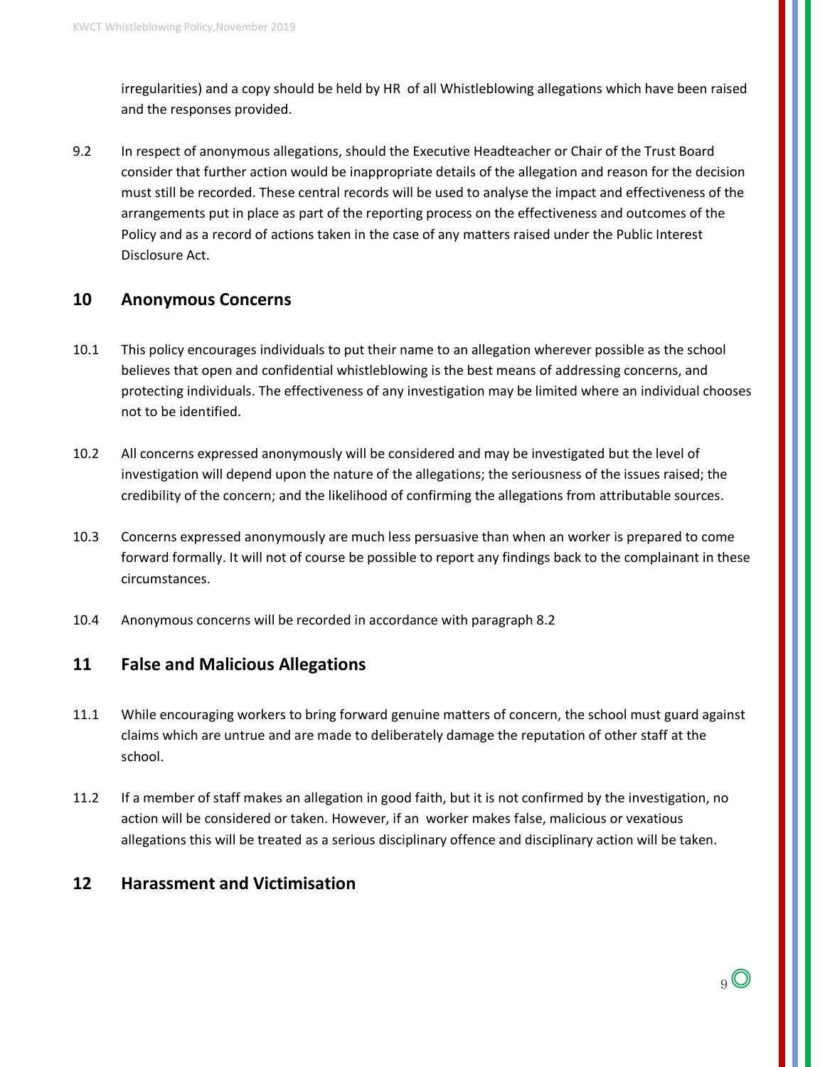irregularities) and a copy should be held by HR of all Whistleblowing allegations which have been raised and the responses provided.

9.2 In respect of anonymous allegations, should the Executive Headteacher or Chair of the Trust Board consider that further action would be inappropriate details of the allegation and reason for the decision must still be recorded. These central records will be used to analyse the impact and effectiveness of the arrangements put in place as part of the reporting process on the effectiveness and outcomes of the Policy and as a record of actions taken in the case of any matters raised under the Public Interest Disclosure Act.

## 10 Anonymous Concerns

10.1 This policy encourages individuals to put their name to an allegation wherever possible as the school believes that open and confidential whistleblowing is the best means of addressing concerns, and protecting individuals. The effectiveness of any investigation may be limited where an individual chooses not to be identified.

10.2 All concerns expressed anonymously will be considered and may be investigated but the level of investigation will depend upon the nature of the allegations; the seriousness of the issues raised; the credibility of the concern; and the likelihood of confirming the allegations from attributable sources.

10.3 Concerns expressed anonymously are much less persuasive than when an worker is prepared to come forward formally. It will not of course be possible to report any findings back to the complainant in these circumstances.

10.4 Anonymous concerns will be recorded in accordance with paragraph 8.2

## 11 False and Malicious Allegations

11.1 While encouraging workers to bring forward genuine matters of concern, the school must guard against claims which are untrue and are made to deliberately damage the reputation of other staff at the school.

11.2 If a member of staff makes an allegation in good faith, but it is not confirmed by the investigation, no action will be considered or taken. However, if an worker makes false, malicious or vexatious allegations this will be treated as a serious disciplinary offence and disciplinary action will be taken.

## 12 Harassment and Victimisation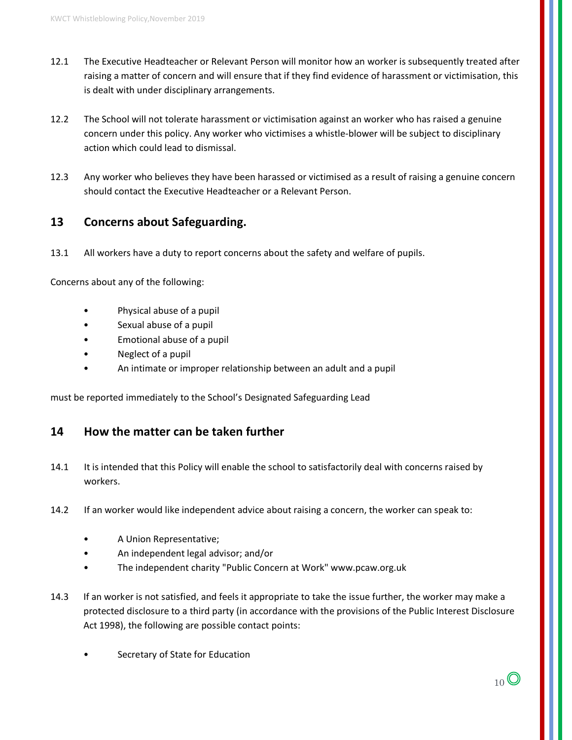12.1 The Executive Headteacher or Relevant Person will monitor how an worker is subsequently treated after raising a matter of concern and will ensure that if they find evidence of harassment or victimisation, this is dealt with under disciplinary arrangements.

12.2 The School will not tolerate harassment or victimisation against an worker who has raised a genuine concern under this policy. Any worker who victimises a whistle-blower will be subject to disciplinary action which could lead to dismissal.

12.3 Any worker who believes they have been harassed or victimised as a result of raising a genuine concern should contact the Executive Headteacher or a Relevant Person.

## 13 Concerns about Safeguarding.

13.1 All workers have a duty to report concerns about the safety and welfare of pupils.

Concerns about any of the following:

- Physical abuse of a pupil
- Sexual abuse of a pupil
- Emotional abuse of a pupil
- Neglect of a pupil
- An intimate or improper relationship between an adult and a pupil

must be reported immediately to the School's Designated Safeguarding Lead

## 14 How the matter can be taken further

14.1 It is intended that this Policy will enable the school to satisfactorily deal with concerns raised by workers.

14.2 If an worker would like independent advice about raising a concern, the worker can speak to:

- A Union Representative;
- An independent legal advisor; and/or
- The independent charity "Public Concern at Work" www.pcaw.org.uk

14.3 If an worker is not satisfied, and feels it appropriate to take the issue further, the worker may make a protected disclosure to a third party (in accordance with the provisions of the Public Interest Disclosure Act 1998), the following are possible contact points:

- Secretary of State for Education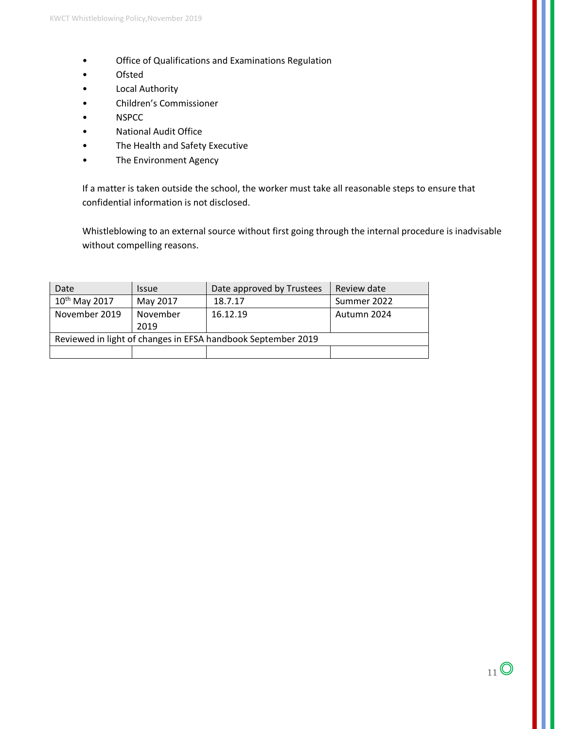- Office of Qualifications and Examinations Regulation
- Ofsted
- Local Authority
- Children's Commissioner
- NSPCC
- National Audit Office
- The Health and Safety Executive
- The Environment Agency

If a matter is taken outside the school, the worker must take all reasonable steps to ensure that confidential information is not disclosed.

Whistleblowing to an external source without first going through the internal procedure is inadvisable without compelling reasons.

| Date | Issue | Date approved by Trustees | Review date |
|---|---|---|---|
| 10th May 2017 | May 2017 | 18.7.17 | Summer 2022 |
| November 2019 | November 2019 | 16.12.19 | Autumn 2024 |
| Reviewed in light of changes in EFSA handbook September 2019 | | | |
| | | | |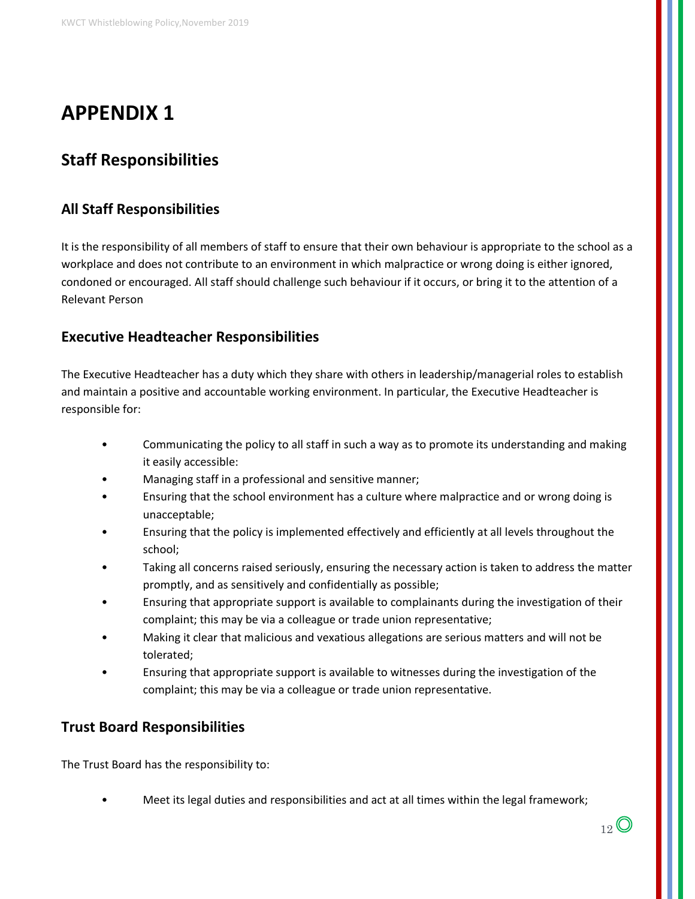# APPENDIX 1

## Staff Responsibilities

### All Staff Responsibilities

It is the responsibility of all members of staff to ensure that their own behaviour is appropriate to the school as a workplace and does not contribute to an environment in which malpractice or wrong doing is either ignored, condoned or encouraged. All staff should challenge such behaviour if it occurs, or bring it to the attention of a Relevant Person

### Executive Headteacher Responsibilities

The Executive Headteacher has a duty which they share with others in leadership/managerial roles to establish and maintain a positive and accountable working environment. In particular, the Executive Headteacher is responsible for:

- Communicating the policy to all staff in such a way as to promote its understanding and making it easily accessible:
- Managing staff in a professional and sensitive manner;
- Ensuring that the school environment has a culture where malpractice and or wrong doing is unacceptable;
- Ensuring that the policy is implemented effectively and efficiently at all levels throughout the school;
- Taking all concerns raised seriously, ensuring the necessary action is taken to address the matter promptly, and as sensitively and confidentially as possible;
- Ensuring that appropriate support is available to complainants during the investigation of their complaint; this may be via a colleague or trade union representative;
- Making it clear that malicious and vexatious allegations are serious matters and will not be tolerated;
- Ensuring that appropriate support is available to witnesses during the investigation of the complaint; this may be via a colleague or trade union representative.

### Trust Board Responsibilities

The Trust Board has the responsibility to:

- Meet its legal duties and responsibilities and act at all times within the legal framework;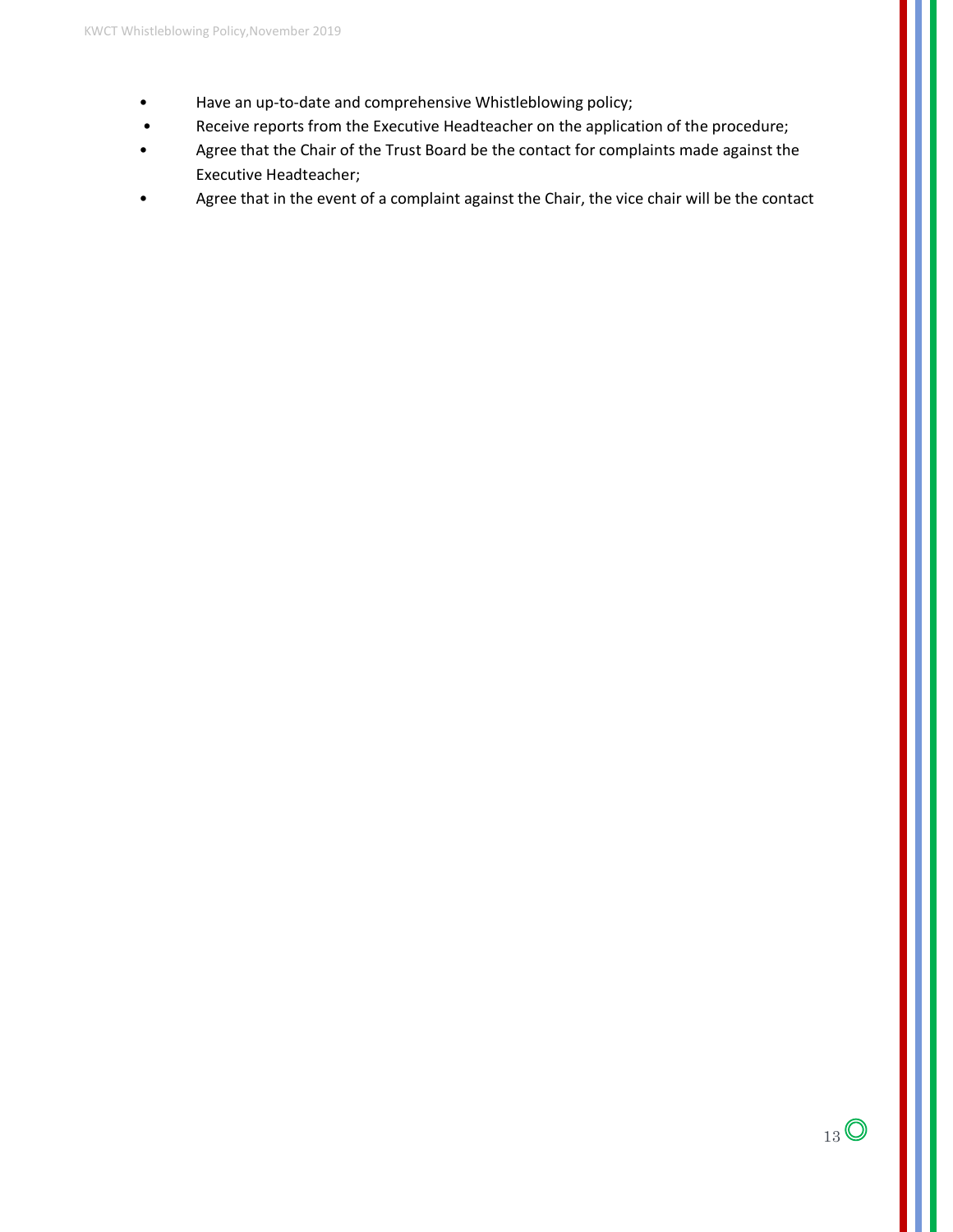- Have an up-to-date and comprehensive Whistleblowing policy;
- Receive reports from the Executive Headteacher on the application of the procedure;
- Agree that the Chair of the Trust Board be the contact for complaints made against the Executive Headteacher;
- Agree that in the event of a complaint against the Chair, the vice chair will be the contact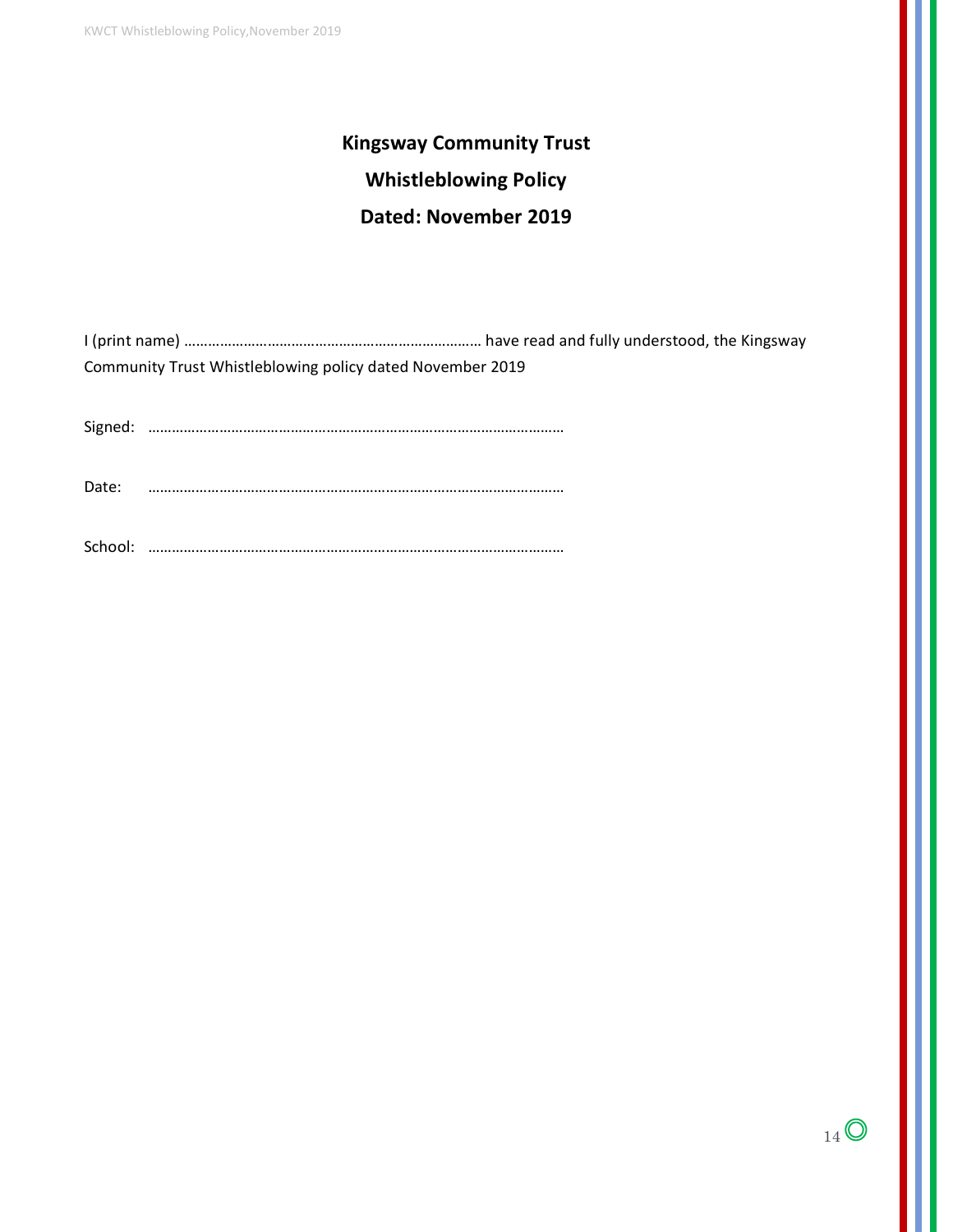**Kingsway Community Trust**

**Whistleblowing Policy**

**Dated: November 2019**

I (print name) ………………………………………………………………… have read and fully understood, the Kingsway Community Trust Whistleblowing policy dated November 2019

Signed: ………………………………………………………………………………………

Date: ………………………………………………………………………………………

School: ………………………………………………………………………………………